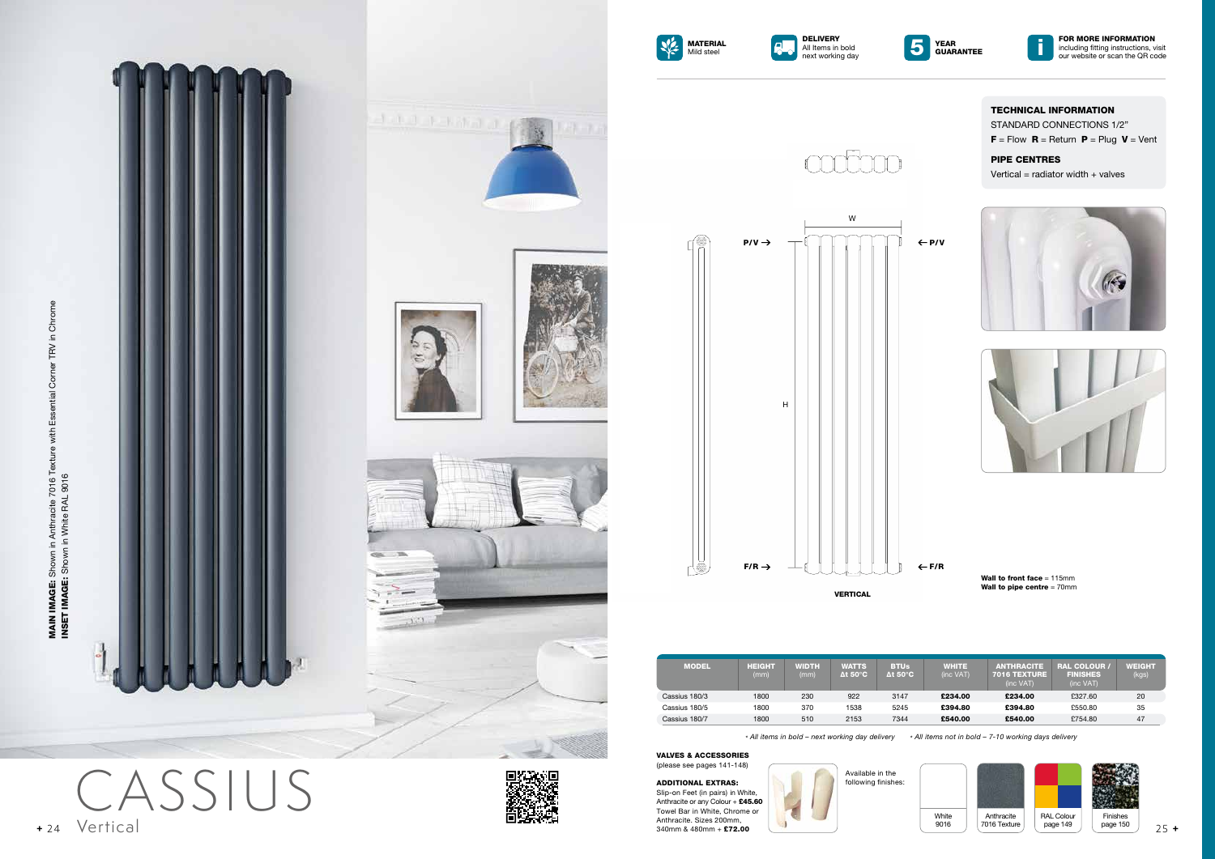**MAIN IMAGE:** Shown in Anthracite 7016 Texture with Essential Corner TRV in Chrome
**INSET IMAGE:** Shown in White RAL 9016

# CASSIUS
## Vertical

**MATERIAL** Mild steel

**DELIVERY** All items in bold next working day

**5 YEAR GUARANTEE**

**FOR MORE INFORMATION** including fitting instructions, visit our website or scan the QR code

### TECHNICAL INFORMATION

STANDARD CONNECTIONS 1/2"

**F** = Flow **R** = Return **P** = Plug **V** = Vent

### PIPE CENTRES

Vertical = radiator width + valves

P/V → W ← P/V

H

F/R → ← F/R

VERTICAL

**Wall to front face** = 115mm
**Wall to pipe centre** = 70mm

| MODEL | HEIGHT (mm) | WIDTH (mm) | WATTS Δt 50°C | BTUs Δt 50°C | WHITE (inc VAT) | ANTHRACITE 7016 TEXTURE (inc VAT) | RAL COLOUR / FINISHES (inc VAT) | WEIGHT (kgs) |
|---|---|---|---|---|---|---|---|---|
| Cassius 180/3 | 1800 | 230 | 922 | 3147 | **£234.00** | **£234.00** | £327.60 | 20 |
| Cassius 180/5 | 1800 | 370 | 1538 | 5245 | **£394.80** | **£394.80** | £550.80 | 35 |
| Cassius 180/7 | 1800 | 510 | 2153 | 7344 | **£540.00** | **£540.00** | £754.80 | 47 |

*• All items in bold – next working day delivery • All items not in bold – 7-10 working days delivery*

**VALVES & ACCESSORIES**
(please see pages 141-148)

**ADDITIONAL EXTRAS:**
Slip-on Feet (in pairs) in White, Anthracite or any Colour + **£45.60**
Towel Bar in White, Chrome or Anthracite. Sizes 200mm, 340mm & 480mm + **£72.00**

Available in the following finishes:

White 9016 | Anthracite 7016 Texture | RAL Colour page 149 | Finishes page 150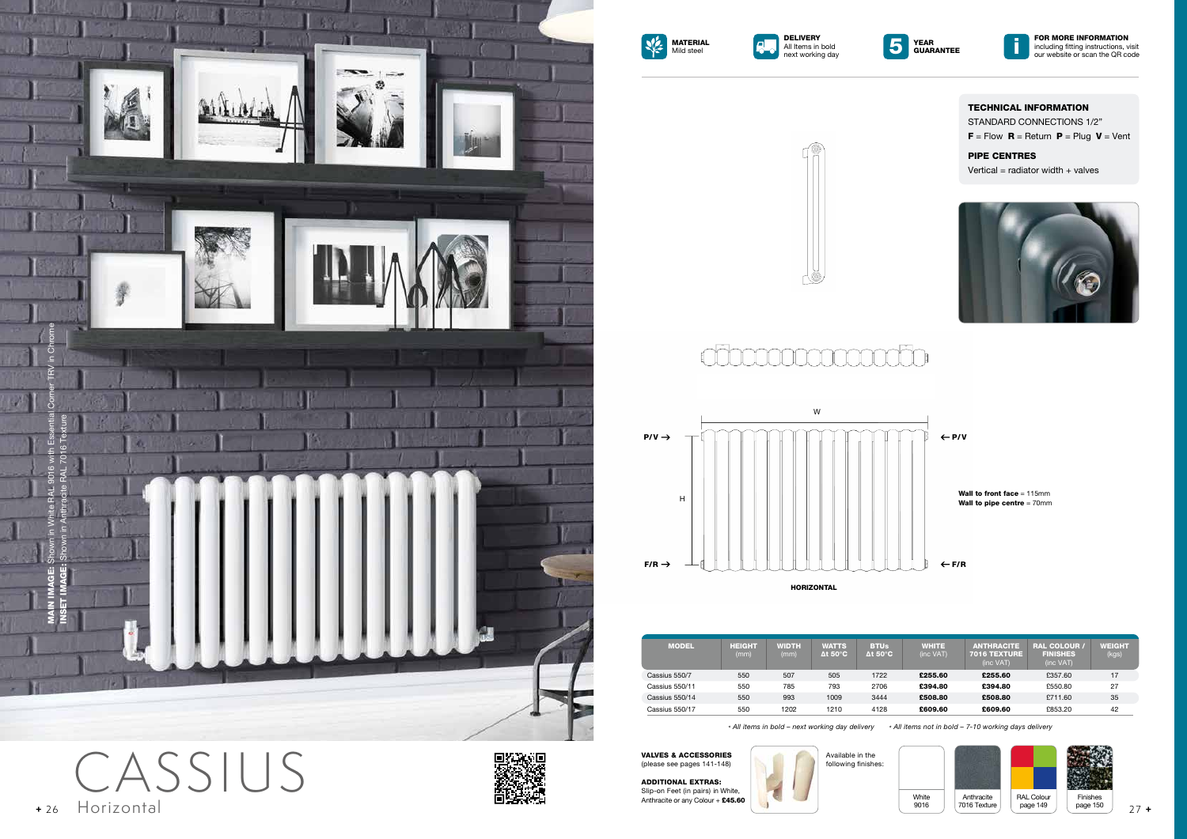**MAIN IMAGE:** Shown in White RAL 9016 with Essential Corner TRV in Chrome
**INSET IMAGE:** Shown in Anthracite RAL 7016 Texture

# CASSIUS
## Horizontal

**MATERIAL**
Mild steel

**DELIVERY**
All items in bold next working day

**5 YEAR GUARANTEE**

**FOR MORE INFORMATION**
including fitting instructions, visit our website or scan the QR code

**TECHNICAL INFORMATION**
STANDARD CONNECTIONS 1/2"
**F** = Flow **R** = Return **P** = Plug **V** = Vent

**PIPE CENTRES**
Vertical = radiator width + valves

W

P/V → ← P/V

H

F/R → ← F/R

HORIZONTAL

**Wall to front face** = 115mm
**Wall to pipe centre** = 70mm

| MODEL | HEIGHT (mm) | WIDTH (mm) | WATTS Δt 50°C | BTUs Δt 50°C | WHITE (inc VAT) | ANTHRACITE 7016 TEXTURE (inc VAT) | RAL COLOUR / FINISHES (inc VAT) | WEIGHT (kgs) |
|---|---|---|---|---|---|---|---|---|
| Cassius 550/7 | 550 | 507 | 505 | 1722 | **£255.60** | **£255.60** | £357.60 | 17 |
| Cassius 550/11 | 550 | 785 | 793 | 2706 | **£394.80** | **£394.80** | £550.80 | 27 |
| Cassius 550/14 | 550 | 993 | 1009 | 3444 | **£508.80** | **£508.80** | £711.60 | 35 |
| Cassius 550/17 | 550 | 1202 | 1210 | 4128 | **£609.60** | **£609.60** | £853.20 | 42 |

*• All items in bold – next working day delivery • All items not in bold – 7-10 working days delivery*

**VALVES & ACCESSORIES**
(please see pages 141-148)

**ADDITIONAL EXTRAS:**
Slip-on Feet (in pairs) in White, Anthracite or any Colour + **£45.60**

Available in the following finishes:

White 9016 | Anthracite 7016 Texture | RAL Colour page 149 | Finishes page 150